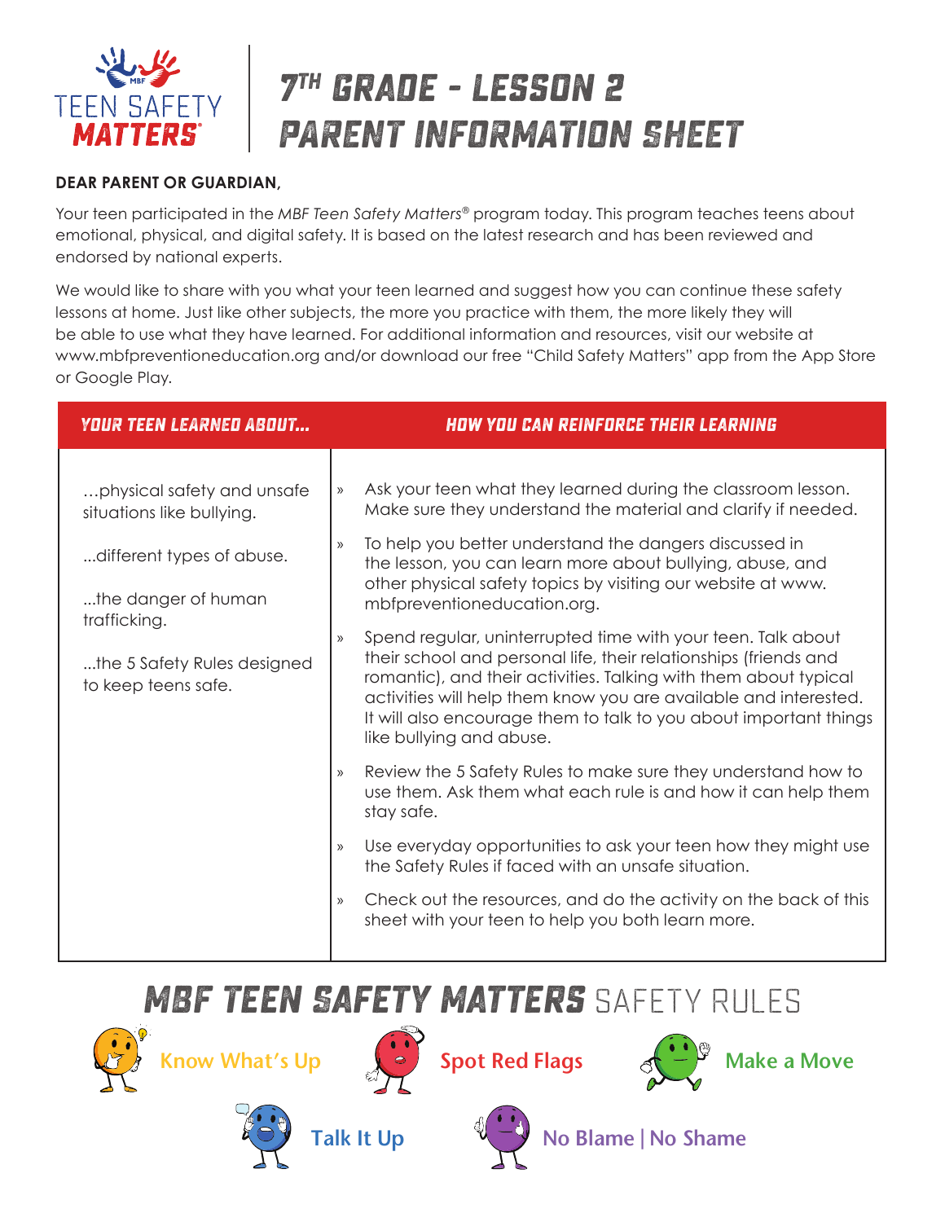TEEN SAFETY MATTERS®

# 7th Grade – Lesson 2 Parent Information Sheet

**DEAR PARENT OR GUARDIAN,**

Your teen participated in the *MBF Teen Safety Matters®* program today. This program teaches teens about emotional, physical, and digital safety. It is based on the latest research and has been reviewed and endorsed by national experts.

We would like to share with you what your teen learned and suggest how you can continue these safety lessons at home. Just like other subjects, the more you practice with them, the more likely they will be able to use what they have learned. For additional information and resources, visit our website at www.mbfpreventioneducation.org and/or download our free "Child Safety Matters" app from the App Store or Google Play.

| YOUR TEEN LEARNED ABOUT... | HOW YOU CAN REINFORCE THEIR LEARNING |
| --- | --- |
| …physical safety and unsafe situations like bullying.<br><br>...different types of abuse.<br><br>...the danger of human trafficking.<br><br>...the 5 Safety Rules designed to keep teens safe. | » Ask your teen what they learned during the classroom lesson. Make sure they understand the material and clarify if needed.<br><br>» To help you better understand the dangers discussed in the lesson, you can learn more about bullying, abuse, and other physical safety topics by visiting our website at www.mbfpreventioneducation.org.<br><br>» Spend regular, uninterrupted time with your teen. Talk about their school and personal life, their relationships (friends and romantic), and their activities. Talking with them about typical activities will help them know you are available and interested. It will also encourage them to talk to you about important things like bullying and abuse.<br><br>» Review the 5 Safety Rules to make sure they understand how to use them. Ask them what each rule is and how it can help them stay safe.<br><br>» Use everyday opportunities to ask your teen how they might use the Safety Rules if faced with an unsafe situation.<br><br>» Check out the resources, and do the activity on the back of this sheet with your teen to help you both learn more. |

## MBF TEEN SAFETY MATTERS SAFETY RULES

- Know What's Up
- Spot Red Flags
- Make a Move
- Talk It Up
- No Blame | No Shame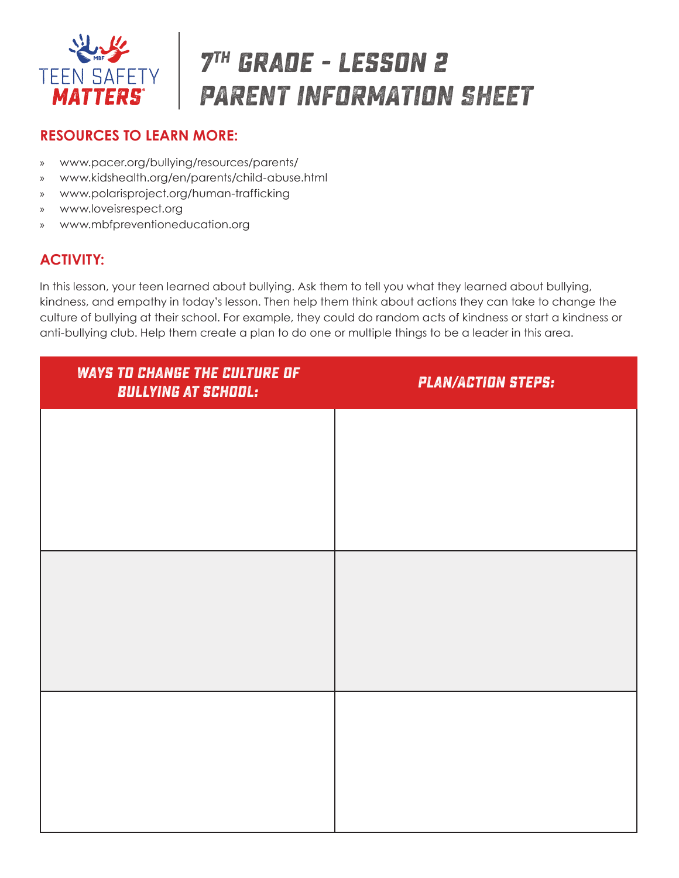TEEN SAFETY MATTERS®

# 7TH GRADE - LESSON 2 PARENT INFORMATION SHEET

## RESOURCES TO LEARN MORE:

- www.pacer.org/bullying/resources/parents/
- www.kidshealth.org/en/parents/child-abuse.html
- www.polarisproject.org/human-trafficking
- www.loveisrespect.org
- www.mbfpreventioneducation.org

## ACTIVITY:

In this lesson, your teen learned about bullying. Ask them to tell you what they learned about bullying, kindness, and empathy in today's lesson. Then help them think about actions they can take to change the culture of bullying at their school. For example, they could do random acts of kindness or start a kindness or anti-bullying club. Help them create a plan to do one or multiple things to be a leader in this area.

| WAYS TO CHANGE THE CULTURE OF BULLYING AT SCHOOL: | PLAN/ACTION STEPS: |
| --- | --- |
| | |
| | |
| | |